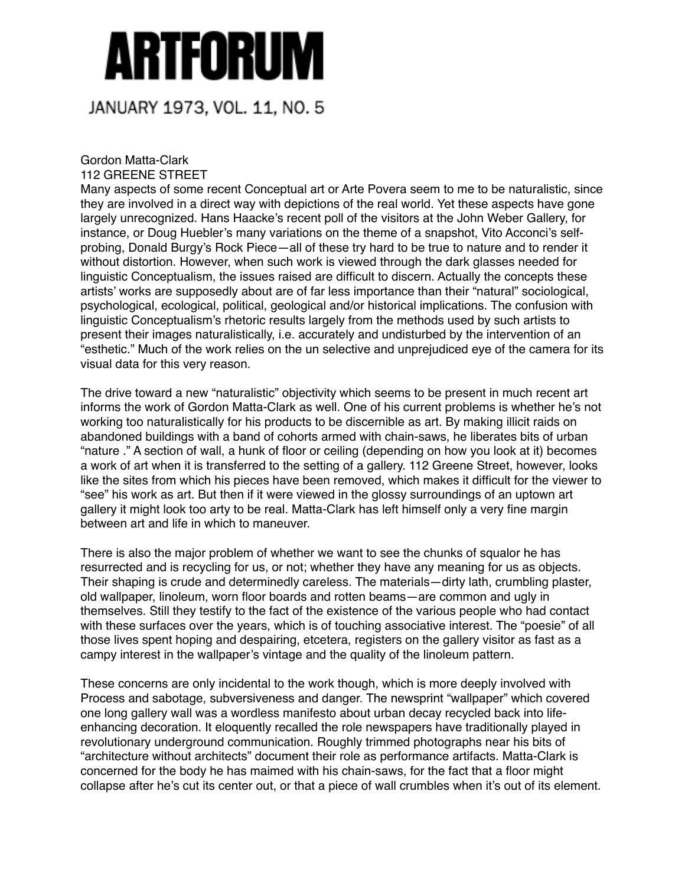# ARTFORUM

JANUARY 1973, VOL. 11, NO. 5

Gordon Matta-Clark
112 GREENE STREET

Many aspects of some recent Conceptual art or Arte Povera seem to me to be naturalistic, since they are involved in a direct way with depictions of the real world. Yet these aspects have gone largely unrecognized. Hans Haacke's recent poll of the visitors at the John Weber Gallery, for instance, or Doug Huebler's many variations on the theme of a snapshot, Vito Acconci's self-probing, Donald Burgy's Rock Piece—all of these try hard to be true to nature and to render it without distortion. However, when such work is viewed through the dark glasses needed for linguistic Conceptualism, the issues raised are difficult to discern. Actually the concepts these artists' works are supposedly about are of far less importance than their "natural" sociological, psychological, ecological, political, geological and/or historical implications. The confusion with linguistic Conceptualism's rhetoric results largely from the methods used by such artists to present their images naturalistically, i.e. accurately and undisturbed by the intervention of an "esthetic." Much of the work relies on the un selective and unprejudiced eye of the camera for its visual data for this very reason.

The drive toward a new "naturalistic" objectivity which seems to be present in much recent art informs the work of Gordon Matta-Clark as well. One of his current problems is whether he's not working too naturalistically for his products to be discernible as art. By making illicit raids on abandoned buildings with a band of cohorts armed with chain-saws, he liberates bits of urban "nature ." A section of wall, a hunk of floor or ceiling (depending on how you look at it) becomes a work of art when it is transferred to the setting of a gallery. 112 Greene Street, however, looks like the sites from which his pieces have been removed, which makes it difficult for the viewer to "see" his work as art. But then if it were viewed in the glossy surroundings of an uptown art gallery it might look too arty to be real. Matta-Clark has left himself only a very fine margin between art and life in which to maneuver.

There is also the major problem of whether we want to see the chunks of squalor he has resurrected and is recycling for us, or not; whether they have any meaning for us as objects. Their shaping is crude and determinedly careless. The materials—dirty lath, crumbling plaster, old wallpaper, linoleum, worn floor boards and rotten beams—are common and ugly in themselves. Still they testify to the fact of the existence of the various people who had contact with these surfaces over the years, which is of touching associative interest. The "poesie" of all those lives spent hoping and despairing, etcetera, registers on the gallery visitor as fast as a campy interest in the wallpaper's vintage and the quality of the linoleum pattern.

These concerns are only incidental to the work though, which is more deeply involved with Process and sabotage, subversiveness and danger. The newsprint "wallpaper" which covered one long gallery wall was a wordless manifesto about urban decay recycled back into life-enhancing decoration. It eloquently recalled the role newspapers have traditionally played in revolutionary underground communication. Roughly trimmed photographs near his bits of "architecture without architects" document their role as performance artifacts. Matta-Clark is concerned for the body he has maimed with his chain-saws, for the fact that a floor might collapse after he's cut its center out, or that a piece of wall crumbles when it's out of its element.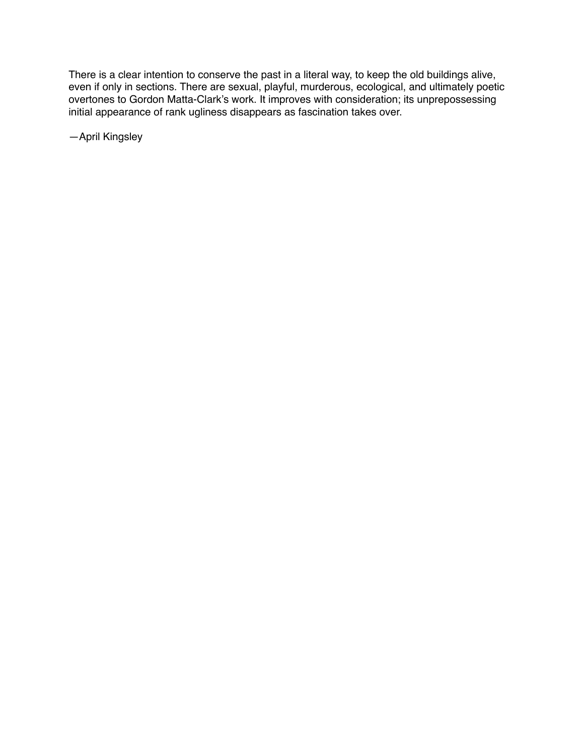There is a clear intention to conserve the past in a literal way, to keep the old buildings alive, even if only in sections. There are sexual, playful, murderous, ecological, and ultimately poetic overtones to Gordon Matta-Clark's work. It improves with consideration; its unprepossessing initial appearance of rank ugliness disappears as fascination takes over.

—April Kingsley